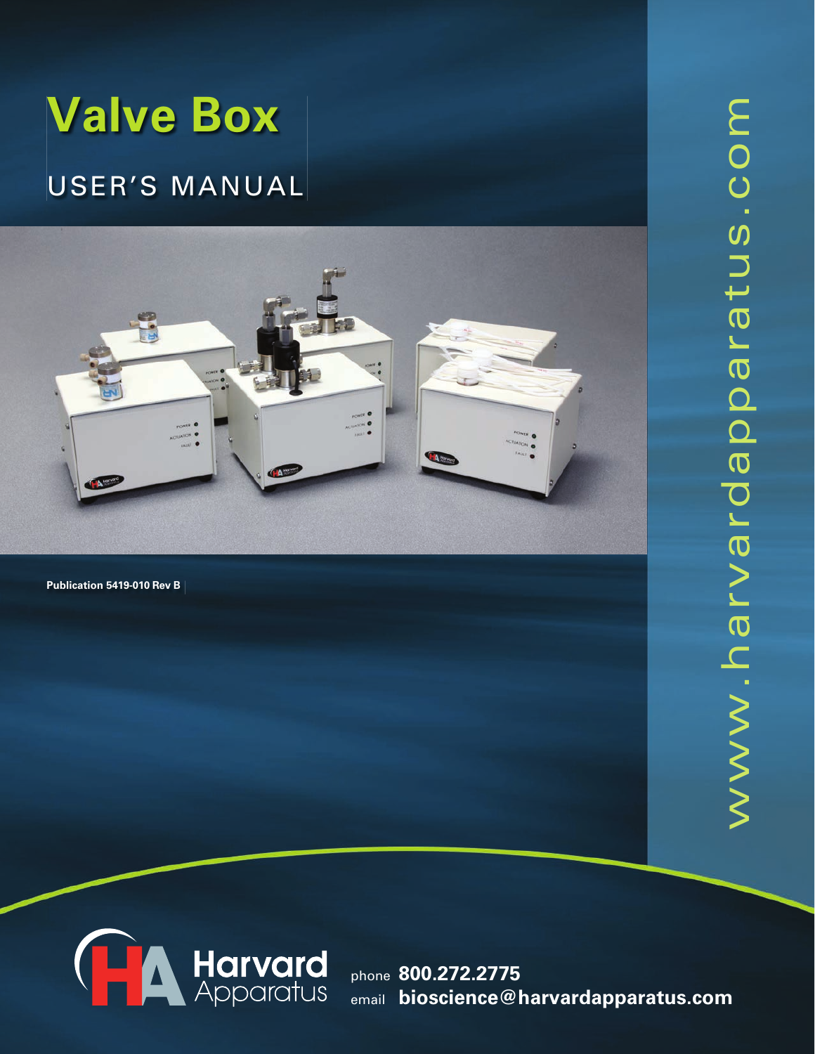# Valve Box

## USER'S MANUAL

**Publication 5419-010 Rev B**

www.harvardapparatus.com

Harvard Apparatus

phone **800.272.2775**

email **bioscience@harvardapparatus.com**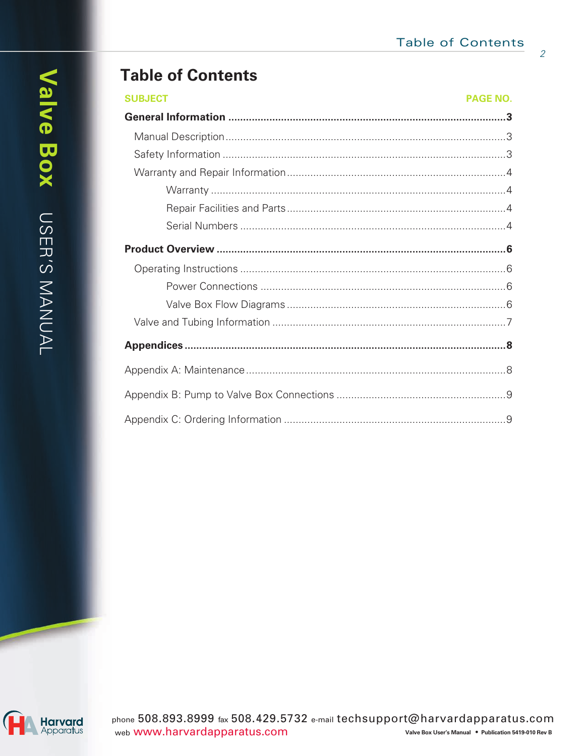# Table of Contents

| SUBJECT | PAGE NO. |
|---|---|
| **General Information** | **3** |
| Manual Description | 3 |
| Safety Information | 3 |
| Warranty and Repair Information | 4 |
| Warranty | 4 |
| Repair Facilities and Parts | 4 |
| Serial Numbers | 4 |
| **Product Overview** | **6** |
| Operating Instructions | 6 |
| Power Connections | 6 |
| Valve Box Flow Diagrams | 6 |
| Valve and Tubing Information | 7 |
| **Appendices** | **8** |
| Appendix A: Maintenance | 8 |
| Appendix B: Pump to Valve Box Connections | 9 |
| Appendix C: Ordering Information | 9 |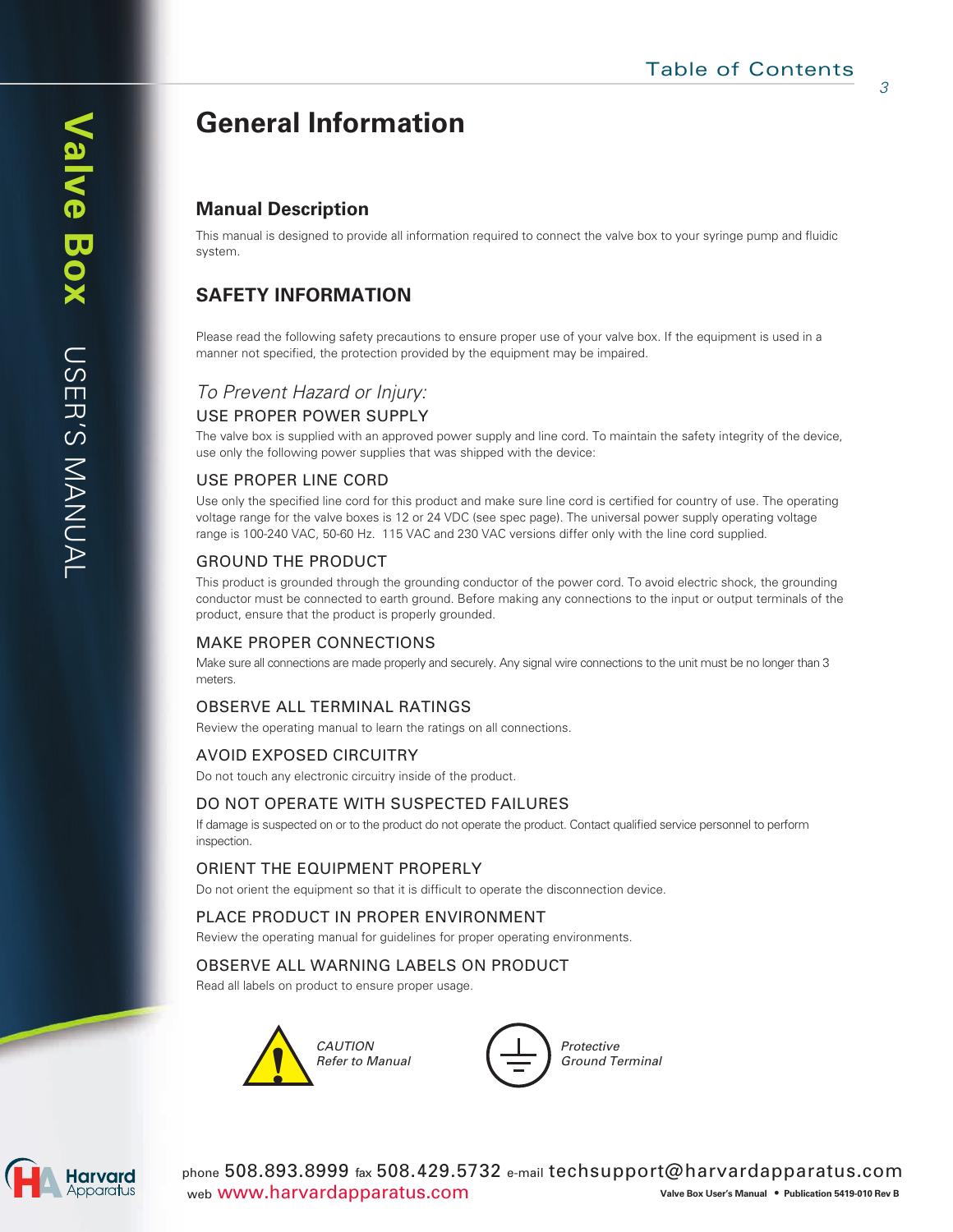# General Information

## Manual Description

This manual is designed to provide all information required to connect the valve box to your syringe pump and fluidic system.

## SAFETY INFORMATION

Please read the following safety precautions to ensure proper use of your valve box. If the equipment is used in a manner not specified, the protection provided by the equipment may be impaired.

### *To Prevent Hazard or Injury:*

#### USE PROPER POWER SUPPLY

The valve box is supplied with an approved power supply and line cord. To maintain the safety integrity of the device, use only the following power supplies that was shipped with the device:

#### USE PROPER LINE CORD

Use only the specified line cord for this product and make sure line cord is certified for country of use. The operating voltage range for the valve boxes is 12 or 24 VDC (see spec page). The universal power supply operating voltage range is 100-240 VAC, 50-60 Hz. 115 VAC and 230 VAC versions differ only with the line cord supplied.

#### GROUND THE PRODUCT

This product is grounded through the grounding conductor of the power cord. To avoid electric shock, the grounding conductor must be connected to earth ground. Before making any connections to the input or output terminals of the product, ensure that the product is properly grounded.

#### MAKE PROPER CONNECTIONS

Make sure all connections are made properly and securely. Any signal wire connections to the unit must be no longer than 3 meters.

#### OBSERVE ALL TERMINAL RATINGS

Review the operating manual to learn the ratings on all connections.

#### AVOID EXPOSED CIRCUITRY

Do not touch any electronic circuitry inside of the product.

#### DO NOT OPERATE WITH SUSPECTED FAILURES

If damage is suspected on or to the product do not operate the product. Contact qualified service personnel to perform inspection.

#### ORIENT THE EQUIPMENT PROPERLY

Do not orient the equipment so that it is difficult to operate the disconnection device.

#### PLACE PRODUCT IN PROPER ENVIRONMENT

Review the operating manual for guidelines for proper operating environments.

#### OBSERVE ALL WARNING LABELS ON PRODUCT

Read all labels on product to ensure proper usage.

*CAUTION*
*Refer to Manual*

*Protective*
*Ground Terminal*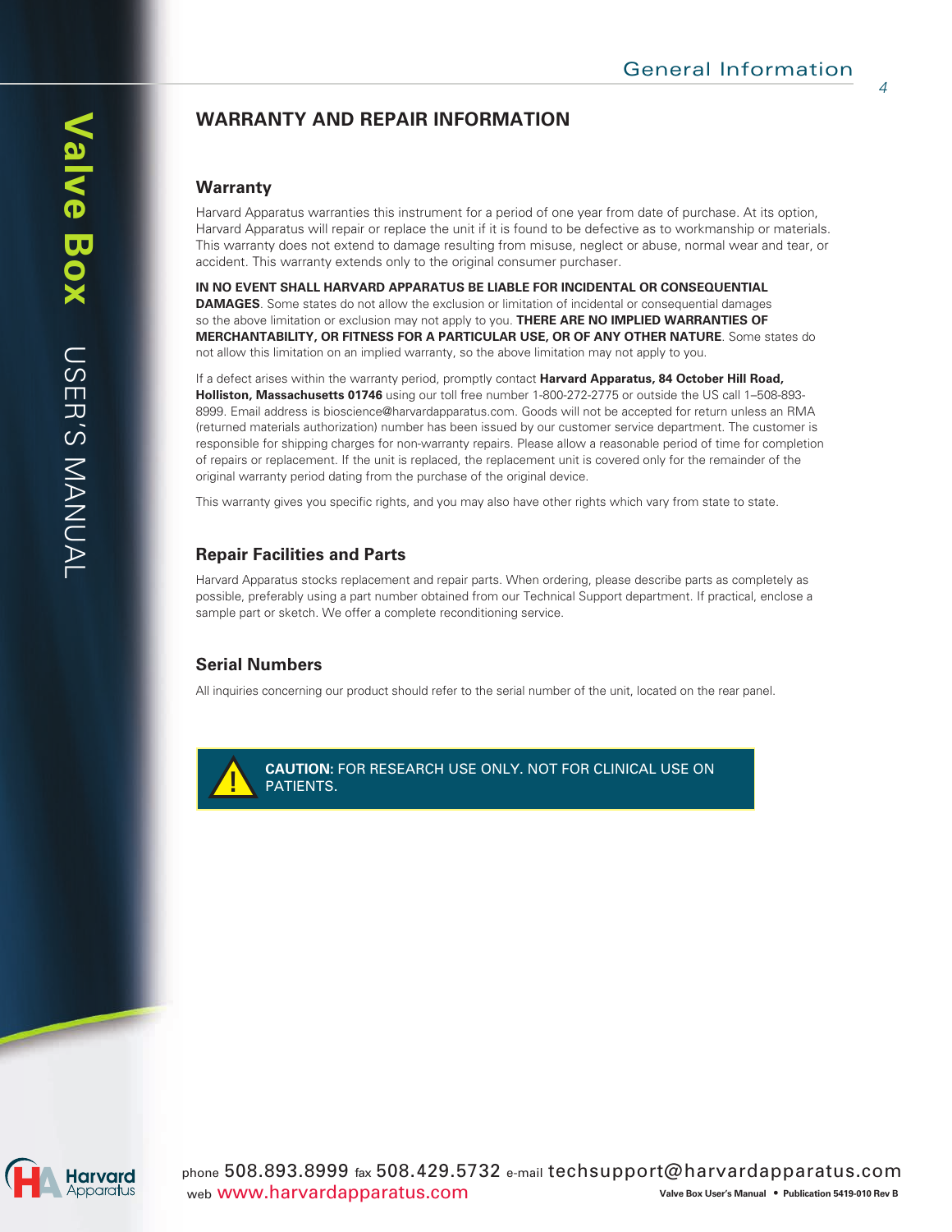## WARRANTY AND REPAIR INFORMATION

### Warranty

Harvard Apparatus warranties this instrument for a period of one year from date of purchase. At its option, Harvard Apparatus will repair or replace the unit if it is found to be defective as to workmanship or materials. This warranty does not extend to damage resulting from misuse, neglect or abuse, normal wear and tear, or accident. This warranty extends only to the original consumer purchaser.

**IN NO EVENT SHALL HARVARD APPARATUS BE LIABLE FOR INCIDENTAL OR CONSEQUENTIAL DAMAGES**. Some states do not allow the exclusion or limitation of incidental or consequential damages so the above limitation or exclusion may not apply to you. **THERE ARE NO IMPLIED WARRANTIES OF MERCHANTABILITY, OR FITNESS FOR A PARTICULAR USE, OR OF ANY OTHER NATURE**. Some states do not allow this limitation on an implied warranty, so the above limitation may not apply to you.

If a defect arises within the warranty period, promptly contact **Harvard Apparatus, 84 October Hill Road, Holliston, Massachusetts 01746** using our toll free number 1-800-272-2775 or outside the US call 1–508-893-8999. Email address is bioscience@harvardapparatus.com. Goods will not be accepted for return unless an RMA (returned materials authorization) number has been issued by our customer service department. The customer is responsible for shipping charges for non-warranty repairs. Please allow a reasonable period of time for completion of repairs or replacement. If the unit is replaced, the replacement unit is covered only for the remainder of the original warranty period dating from the purchase of the original device.

This warranty gives you specific rights, and you may also have other rights which vary from state to state.

### Repair Facilities and Parts

Harvard Apparatus stocks replacement and repair parts. When ordering, please describe parts as completely as possible, preferably using a part number obtained from our Technical Support department. If practical, enclose a sample part or sketch. We offer a complete reconditioning service.

### Serial Numbers

All inquiries concerning our product should refer to the serial number of the unit, located on the rear panel.

**CAUTION:** FOR RESEARCH USE ONLY. NOT FOR CLINICAL USE ON PATIENTS.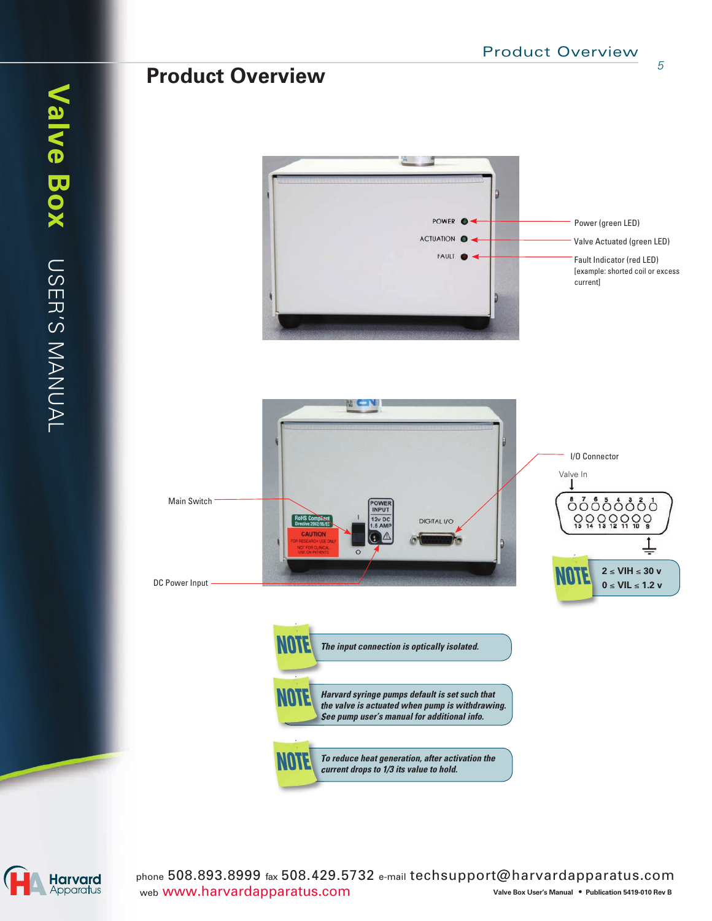# Product Overview

Power (green LED)

Valve Actuated (green LED)

Fault Indicator (red LED)
[example: shorted coil or excess current]

Main Switch

DC Power Input

I/O Connector

Valve In

**NOTE** $2 \leq VIH \leq 30$ v
$0 \leq VIL \leq 1.2$ v

**NOTE** *The input connection is optically isolated.*

**NOTE** *Harvard syringe pumps default is set such that the valve is actuated when pump is withdrawing. See pump user's manual for additional info.*

**NOTE** *To reduce heat generation, after activation the current drops to 1/3 its value to hold.*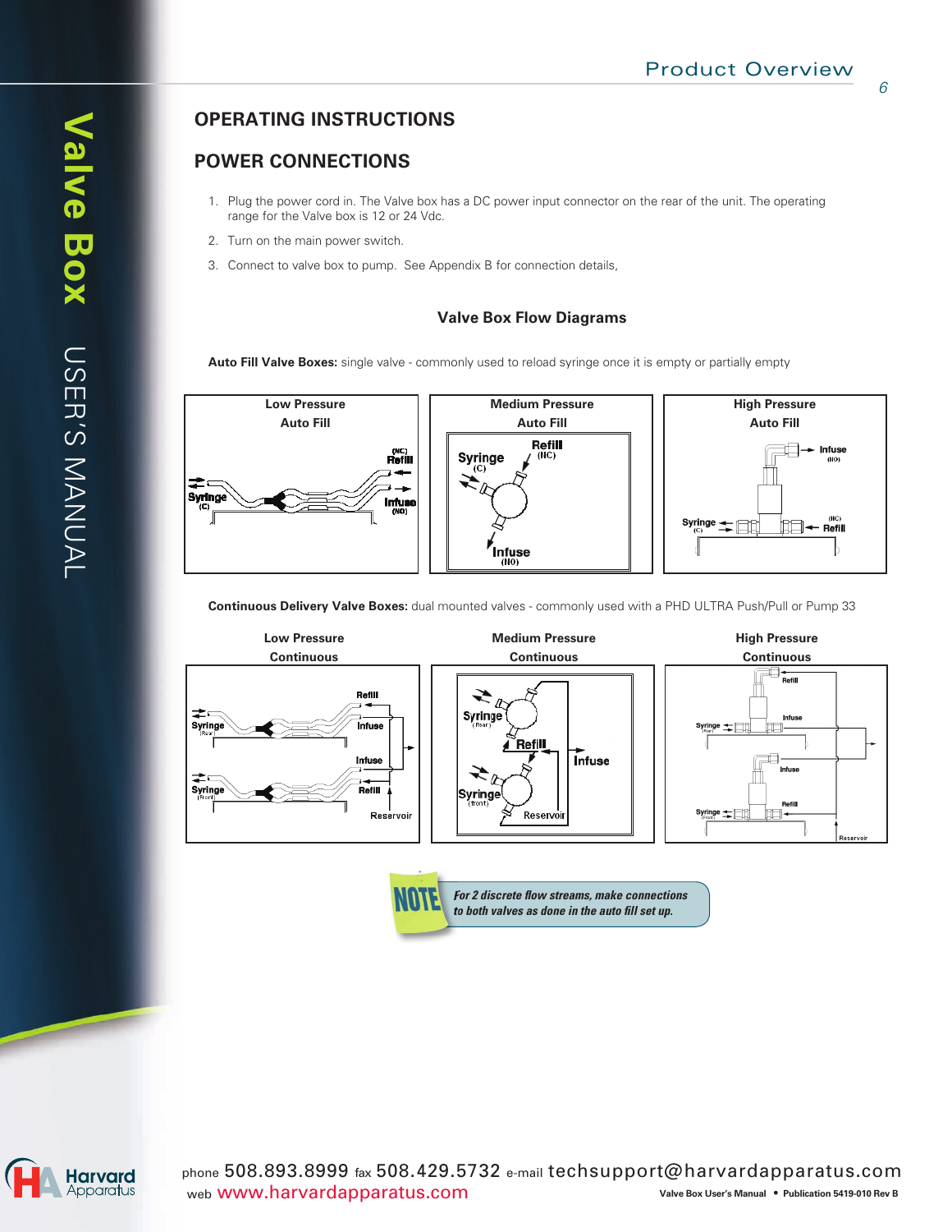## OPERATING INSTRUCTIONS

## POWER CONNECTIONS

1. Plug the power cord in. The Valve box has a DC power input connector on the rear of the unit. The operating range for the Valve box is 12 or 24 Vdc.
2. Turn on the main power switch.
3. Connect to valve box to pump. See Appendix B for connection details,

### Valve Box Flow Diagrams

**Auto Fill Valve Boxes:** single valve - commonly used to reload syringe once it is empty or partially empty

| Low Pressure Auto Fill | Medium Pressure Auto Fill | High Pressure Auto Fill |
|---|---|---|
| Syringe (C), Refill (NC), Infuse (NO) | Syringe (C), Refill (NC), Infuse (NO) | Syringe (C), Refill (NC), Infuse (NO) |

**Continuous Delivery Valve Boxes:** dual mounted valves - commonly used with a PHD ULTRA Push/Pull or Pump 33

| Low Pressure Continuous | Medium Pressure Continuous | High Pressure Continuous |
|---|---|---|
| Syringe (Rear), Refill, Infuse, Syringe (Front), Infuse, Refill, Reservoir | Syringe (Rear), Refill, Infuse, Syringe (front), Reservoir | Refill, Syringe (Rear), Infuse, Infuse, Syringe (Front), Refill, Reservoir |

**NOTE** *For 2 discrete flow streams, make connections to both valves as done in the auto fill set up.*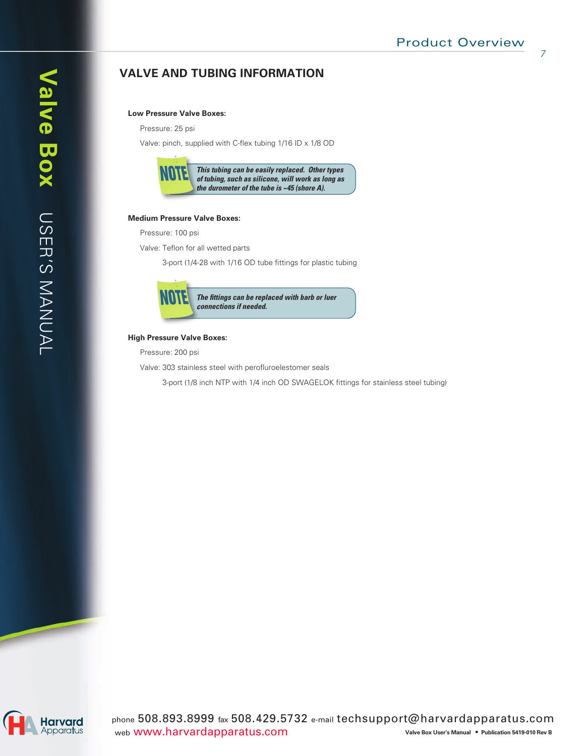## VALVE AND TUBING INFORMATION

**Low Pressure Valve Boxes:**

Pressure: 25 psi

Valve: pinch, supplied with C-flex tubing 1/16 ID x 1/8 OD

> **NOTE** *This tubing can be easily replaced. Other types of tubing, such as silicone, will work as long as the durometer of the tube is ~45 (shore A).*

**Medium Pressure Valve Boxes:**

Pressure: 100 psi

Valve: Teflon for all wetted parts

3-port (1/4-28 with 1/16 OD tube fittings for plastic tubing

> **NOTE** *The fittings can be replaced with barb or luer connections if needed.*

**High Pressure Valve Boxes:**

Pressure: 200 psi

Valve: 303 stainless steel with perofluroelestomer seals

3-port (1/8 inch NTP with 1/4 inch OD SWAGELOK fittings for stainless steel tubing)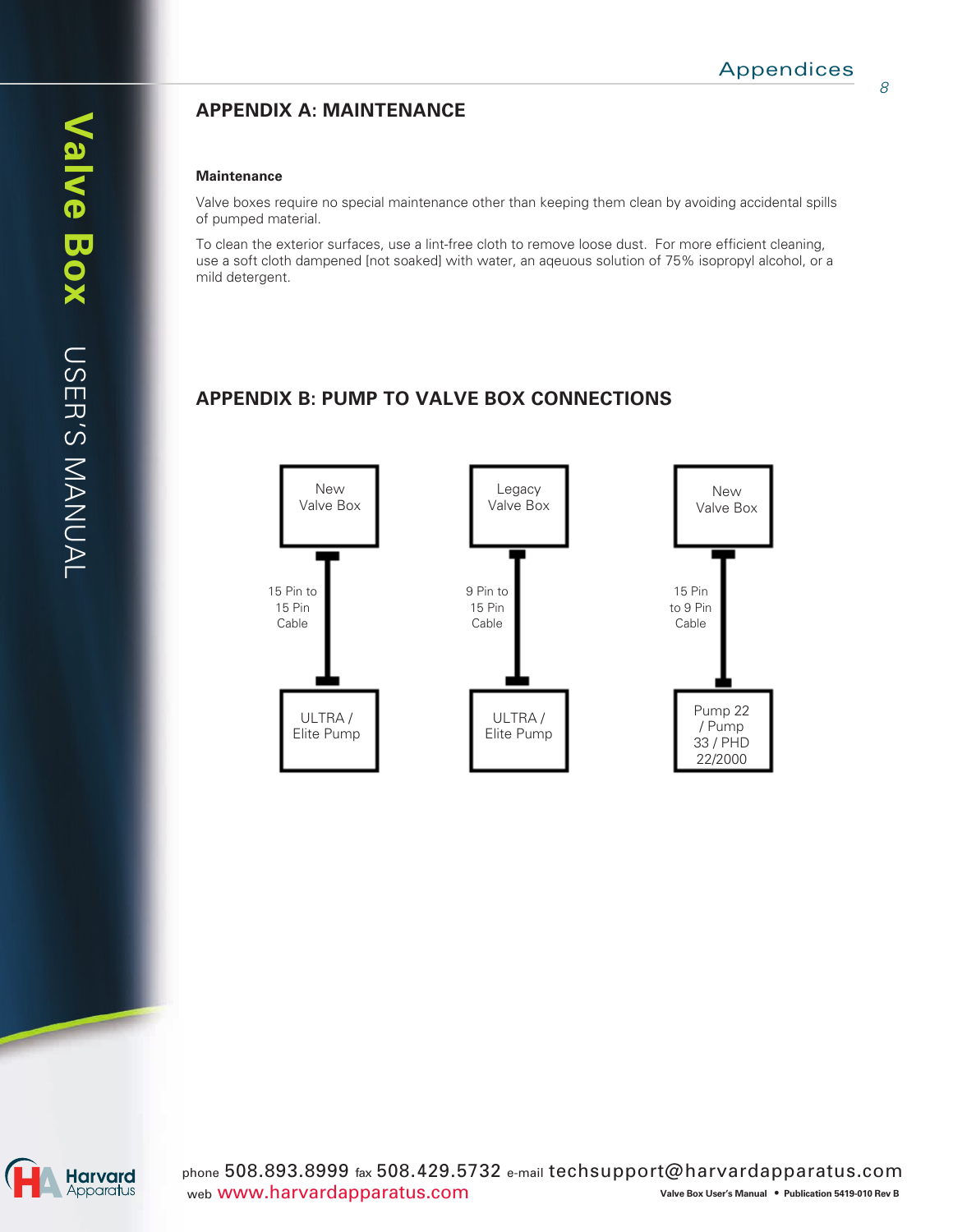## APPENDIX A: MAINTENANCE

**Maintenance**

Valve boxes require no special maintenance other than keeping them clean by avoiding accidental spills of pumped material.

To clean the exterior surfaces, use a lint-free cloth to remove loose dust. For more efficient cleaning, use a soft cloth dampened [not soaked] with water, an aqeuous solution of 75% isopropyl alcohol, or a mild detergent.

## APPENDIX B: PUMP TO VALVE BOX CONNECTIONS

| Valve Box | Cable | Pump |
|---|---|---|
| New Valve Box | 15 Pin to 15 Pin Cable | ULTRA / Elite Pump |
| Legacy Valve Box | 9 Pin to 15 Pin Cable | ULTRA / Elite Pump |
| New Valve Box | 15 Pin to 9 Pin Cable | Pump 22 / Pump 33 / PHD 22/2000 |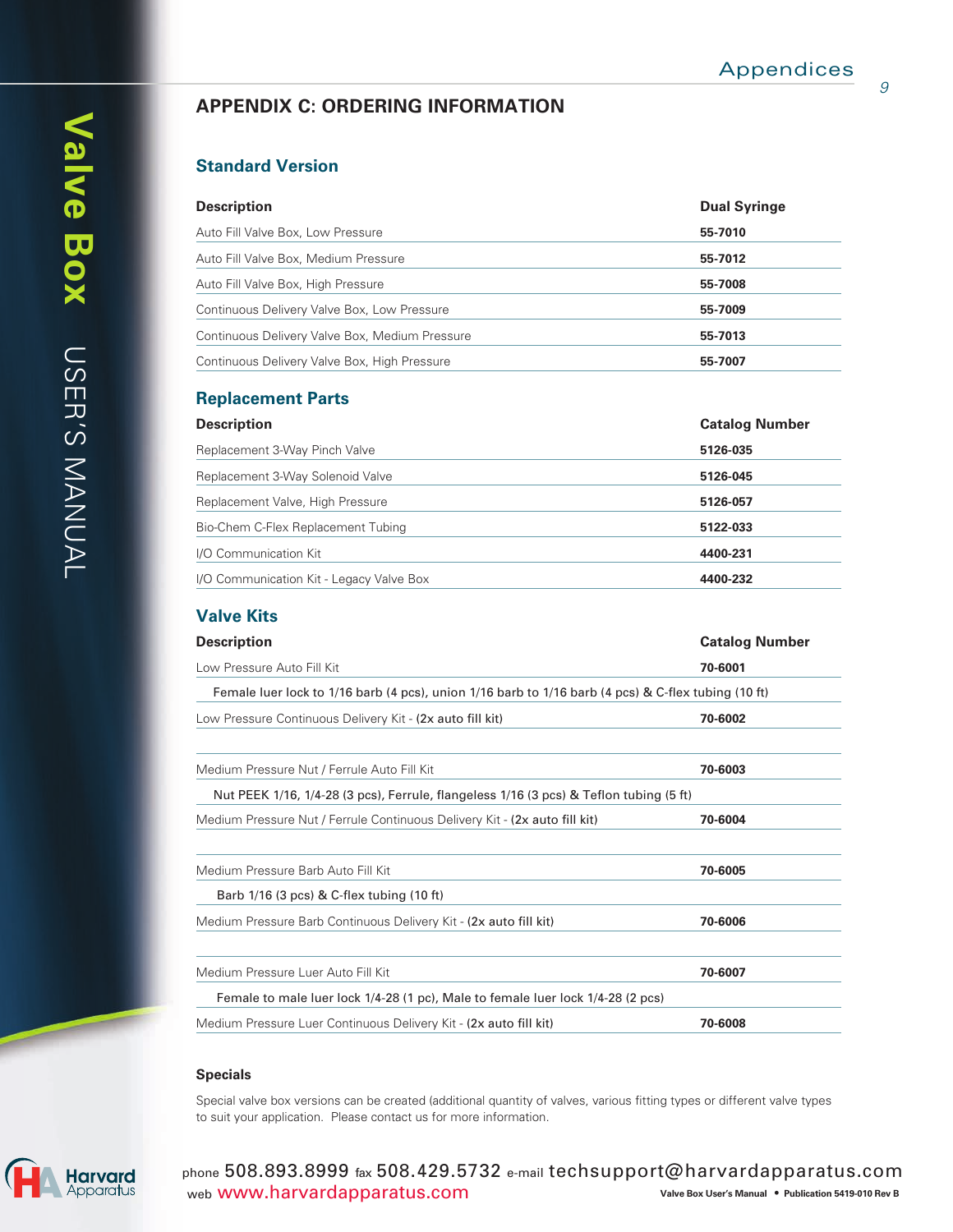## APPENDIX C: ORDERING INFORMATION

### Standard Version

| Description | Dual Syringe |
| --- | --- |
| Auto Fill Valve Box, Low Pressure | **55-7010** |
| Auto Fill Valve Box, Medium Pressure | **55-7012** |
| Auto Fill Valve Box, High Pressure | **55-7008** |
| Continuous Delivery Valve Box, Low Pressure | **55-7009** |
| Continuous Delivery Valve Box, Medium Pressure | **55-7013** |
| Continuous Delivery Valve Box, High Pressure | **55-7007** |

### Replacement Parts

| Description | Catalog Number |
| --- | --- |
| Replacement 3-Way Pinch Valve | **5126-035** |
| Replacement 3-Way Solenoid Valve | **5126-045** |
| Replacement Valve, High Pressure | **5126-057** |
| Bio-Chem C-Flex Replacement Tubing | **5122-033** |
| I/O Communication Kit | **4400-231** |
| I/O Communication Kit - Legacy Valve Box | **4400-232** |

### Valve Kits

| Description | Catalog Number |
| --- | --- |
| Low Pressure Auto Fill Kit | **70-6001** |
| Female luer lock to 1/16 barb (4 pcs), union 1/16 barb to 1/16 barb (4 pcs) & C-flex tubing (10 ft) | |
| Low Pressure Continuous Delivery Kit - (2x auto fill kit) | **70-6002** |
| | |
| Medium Pressure Nut / Ferrule Auto Fill Kit | **70-6003** |
| Nut PEEK 1/16, 1/4-28 (3 pcs), Ferrule, flangeless 1/16 (3 pcs) & Teflon tubing (5 ft) | |
| Medium Pressure Nut / Ferrule Continuous Delivery Kit - (2x auto fill kit) | **70-6004** |
| | |
| Medium Pressure Barb Auto Fill Kit | **70-6005** |
| Barb 1/16 (3 pcs) & C-flex tubing (10 ft) | |
| Medium Pressure Barb Continuous Delivery Kit - (2x auto fill kit) | **70-6006** |
| | |
| Medium Pressure Luer Auto Fill Kit | **70-6007** |
| Female to male luer lock 1/4-28 (1 pc), Male to female luer lock 1/4-28 (2 pcs) | |
| Medium Pressure Luer Continuous Delivery Kit - (2x auto fill kit) | **70-6008** |

#### Specials

Special valve box versions can be created (additional quantity of valves, various fitting types or different valve types to suit your application. Please contact us for more information.